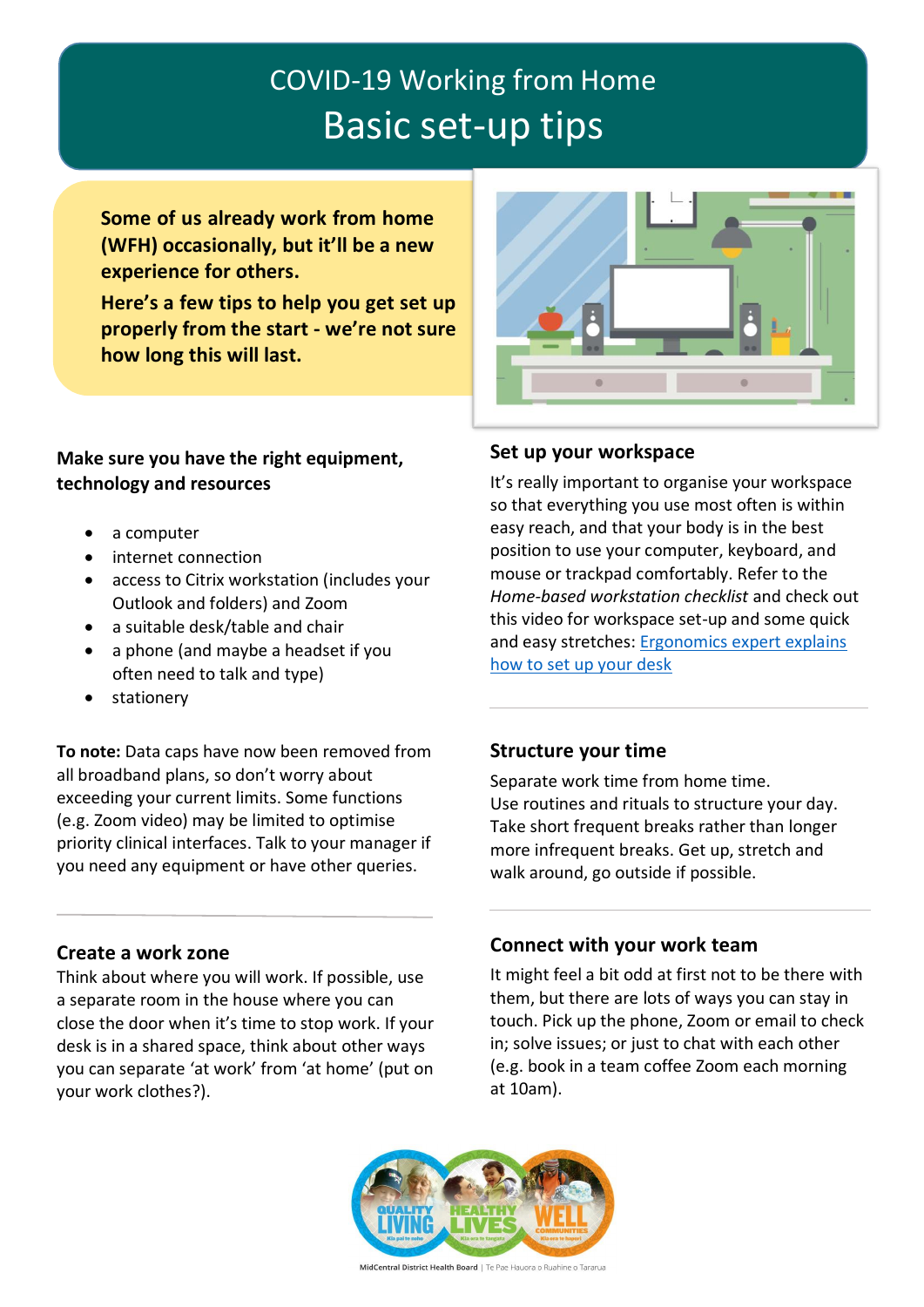# COVID-19 Working from Home

## Basic set-up tips

**Some of us already work from home (WFH) occasionally, but it'll be a new experience for others.**

**Here's a few tips to help you get set up properly from the start - we're not sure how long this will last.**

### Make sure you have the right equipment, technology and resources

- a computer
- internet connection
- access to Citrix workstation (includes your Outlook and folders) and Zoom
- a suitable desk/table and chair
- a phone (and maybe a headset if you often need to talk and type)
- stationery

**To note:** Data caps have now been removed from all broadband plans, so don't worry about exceeding your current limits. Some functions (e.g. Zoom video) may be limited to optimise priority clinical interfaces. Talk to your manager if you need any equipment or have other queries.

### Create a work zone

Think about where you will work. If possible, use a separate room in the house where you can close the door when it's time to stop work. If your desk is in a shared space, think about other ways you can separate 'at work' from 'at home' (put on your work clothes?).

### Set up your workspace

It's really important to organise your workspace so that everything you use most often is within easy reach, and that your body is in the best position to use your computer, keyboard, and mouse or trackpad comfortably. Refer to the *Home-based workstation checklist* and check out this video for workspace set-up and some quick and easy stretches: [Ergonomics expert explains how to set up your desk]

### Structure your time

Separate work time from home time.
Use routines and rituals to structure your day. Take short frequent breaks rather than longer more infrequent breaks. Get up, stretch and walk around, go outside if possible.

### Connect with your work team

It might feel a bit odd at first not to be there with them, but there are lots of ways you can stay in touch. Pick up the phone, Zoom or email to check in; solve issues; or just to chat with each other (e.g. book in a team coffee Zoom each morning at 10am).

MidCentral District Health Board | Te Pae Hauora o Ruahine o Tararua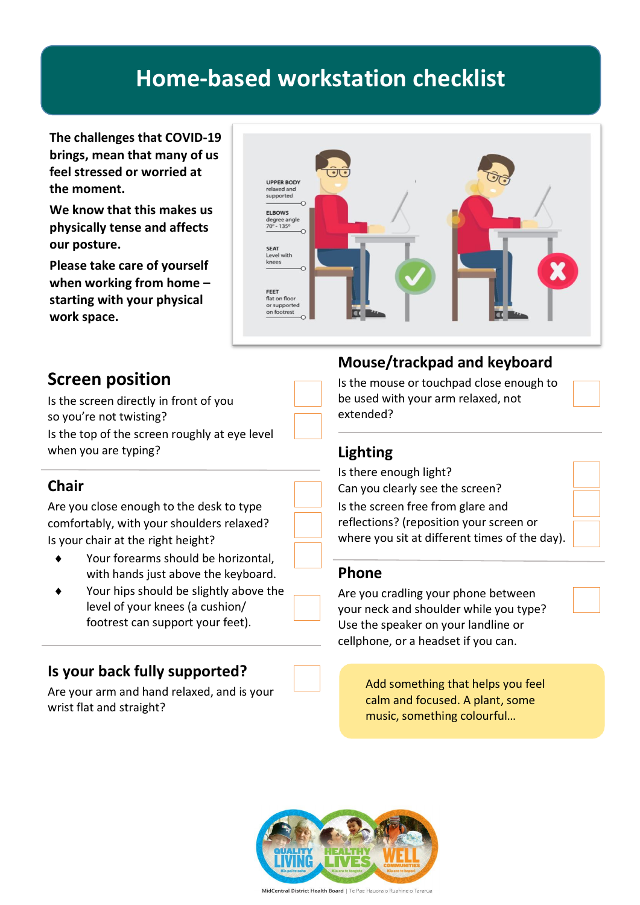# Home-based workstation checklist

**The challenges that COVID-19 brings, mean that many of us feel stressed or worried at the moment.**

**We know that this makes us physically tense and affects our posture.**

**Please take care of yourself when working from home – starting with your physical work space.**

UPPER BODY relaxed and supported

ELBOWS degree angle 70° - 135°

SEAT Level with knees

FEET flat on floor or supported on footrest

## Screen position

Is the screen directly in front of you so you're not twisting?

Is the top of the screen roughly at eye level when you are typing?

## Chair

Are you close enough to the desk to type comfortably, with your shoulders relaxed?

Is your chair at the right height?

- Your forearms should be horizontal, with hands just above the keyboard.
- Your hips should be slightly above the level of your knees (a cushion/ footrest can support your feet).

## Is your back fully supported?

Are your arm and hand relaxed, and is your wrist flat and straight?

## Mouse/trackpad and keyboard

Is the mouse or touchpad close enough to be used with your arm relaxed, not extended?

## Lighting

Is there enough light?

Can you clearly see the screen?

Is the screen free from glare and reflections? (reposition your screen or where you sit at different times of the day).

## Phone

Are you cradling your phone between your neck and shoulder while you type?

Use the speaker on your landline or cellphone, or a headset if you can.

Add something that helps you feel calm and focused. A plant, some music, something colourful...

QUALITY LIVING Kia pai te noho | HEALTHY LIVES Kia ora te tangata | WELL COMMUNITIES Kia ora te hapori

MidCentral District Health Board | Te Pae Hauora o Ruahine o Tararua